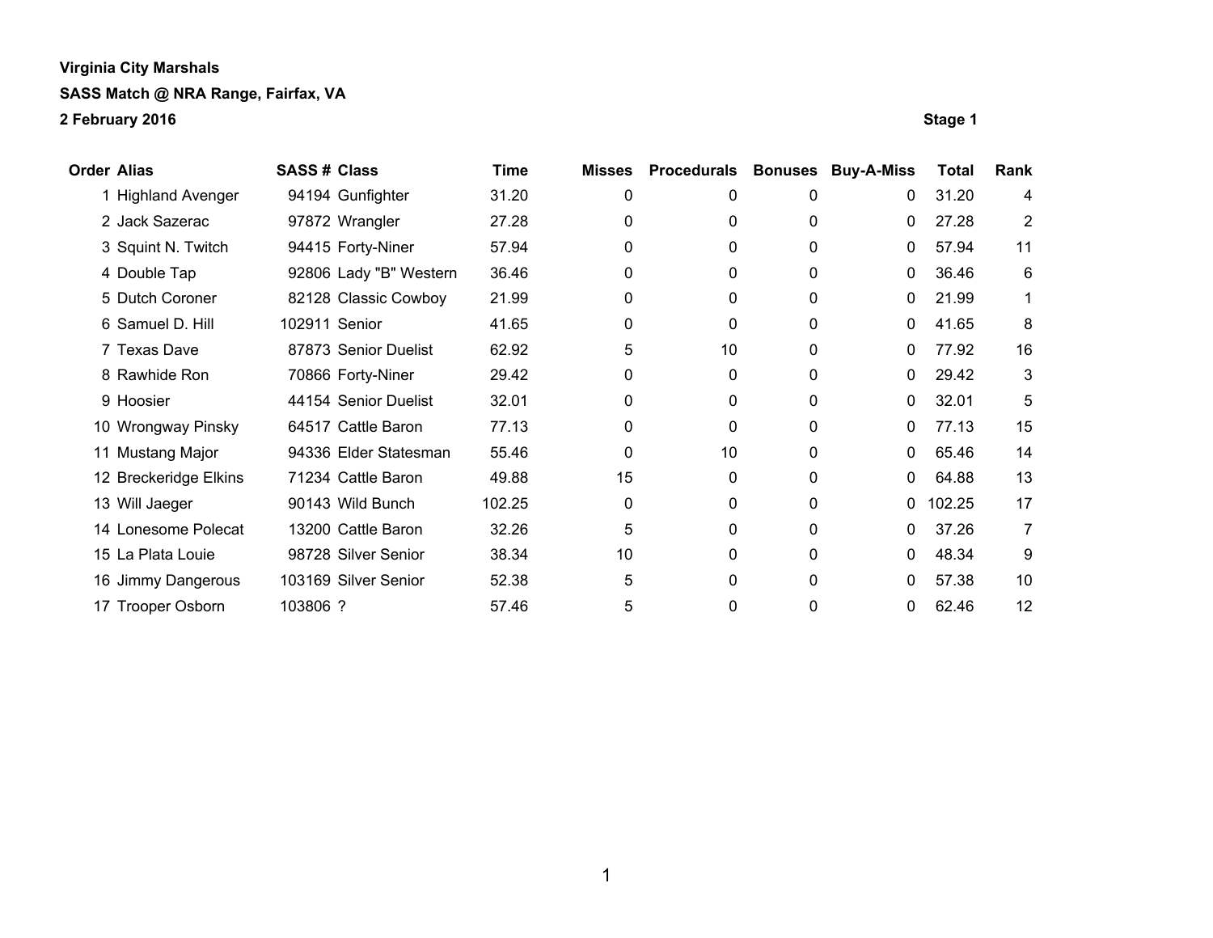**Virginia City Marshals**

**SASS Match @ NRA Range, Fairfax, VA**

**2 February 2016** **Stage 1**

| Order | Alias | SASS # | Class | Time | Misses | Procedurals | Bonuses | Buy-A-Miss | Total | Rank |
|---|---|---|---|---|---|---|---|---|---|---|
| 1 | Highland Avenger | 94194 | Gunfighter | 31.20 | 0 | 0 | 0 | 0 | 31.20 | 4 |
| 2 | Jack Sazerac | 97872 | Wrangler | 27.28 | 0 | 0 | 0 | 0 | 27.28 | 2 |
| 3 | Squint N. Twitch | 94415 | Forty-Niner | 57.94 | 0 | 0 | 0 | 0 | 57.94 | 11 |
| 4 | Double Tap | 92806 | Lady "B" Western | 36.46 | 0 | 0 | 0 | 0 | 36.46 | 6 |
| 5 | Dutch Coroner | 82128 | Classic Cowboy | 21.99 | 0 | 0 | 0 | 0 | 21.99 | 1 |
| 6 | Samuel D. Hill | 102911 | Senior | 41.65 | 0 | 0 | 0 | 0 | 41.65 | 8 |
| 7 | Texas Dave | 87873 | Senior Duelist | 62.92 | 5 | 10 | 0 | 0 | 77.92 | 16 |
| 8 | Rawhide Ron | 70866 | Forty-Niner | 29.42 | 0 | 0 | 0 | 0 | 29.42 | 3 |
| 9 | Hoosier | 44154 | Senior Duelist | 32.01 | 0 | 0 | 0 | 0 | 32.01 | 5 |
| 10 | Wrongway Pinsky | 64517 | Cattle Baron | 77.13 | 0 | 0 | 0 | 0 | 77.13 | 15 |
| 11 | Mustang Major | 94336 | Elder Statesman | 55.46 | 0 | 10 | 0 | 0 | 65.46 | 14 |
| 12 | Breckeridge Elkins | 71234 | Cattle Baron | 49.88 | 15 | 0 | 0 | 0 | 64.88 | 13 |
| 13 | Will Jaeger | 90143 | Wild Bunch | 102.25 | 0 | 0 | 0 | 0 | 102.25 | 17 |
| 14 | Lonesome Polecat | 13200 | Cattle Baron | 32.26 | 5 | 0 | 0 | 0 | 37.26 | 7 |
| 15 | La Plata Louie | 98728 | Silver Senior | 38.34 | 10 | 0 | 0 | 0 | 48.34 | 9 |
| 16 | Jimmy Dangerous | 103169 | Silver Senior | 52.38 | 5 | 0 | 0 | 0 | 57.38 | 10 |
| 17 | Trooper Osborn | 103806 | ? | 57.46 | 5 | 0 | 0 | 0 | 62.46 | 12 |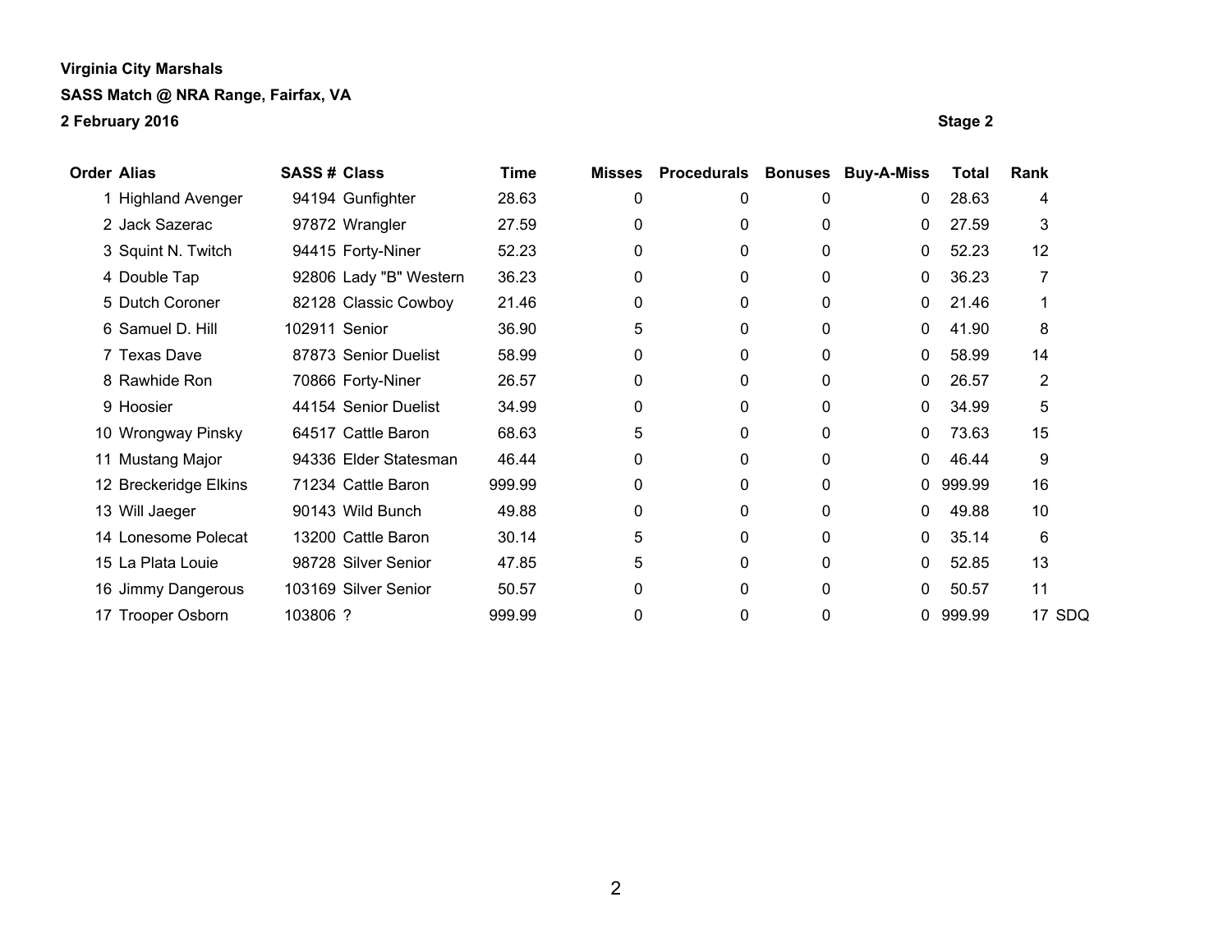**Virginia City Marshals**

**SASS Match @ NRA Range, Fairfax, VA**

**2 February 2016**

**Stage 2**

| Order | Alias | SASS # | Class | Time | Misses | Procedurals | Bonuses | Buy-A-Miss | Total | Rank | |
|---|---|---|---|---|---|---|---|---|---|---|---|
| 1 | Highland Avenger | 94194 | Gunfighter | 28.63 | 0 | 0 | 0 | 0 | 28.63 | 4 | |
| 2 | Jack Sazerac | 97872 | Wrangler | 27.59 | 0 | 0 | 0 | 0 | 27.59 | 3 | |
| 3 | Squint N. Twitch | 94415 | Forty-Niner | 52.23 | 0 | 0 | 0 | 0 | 52.23 | 12 | |
| 4 | Double Tap | 92806 | Lady "B" Western | 36.23 | 0 | 0 | 0 | 0 | 36.23 | 7 | |
| 5 | Dutch Coroner | 82128 | Classic Cowboy | 21.46 | 0 | 0 | 0 | 0 | 21.46 | 1 | |
| 6 | Samuel D. Hill | 102911 | Senior | 36.90 | 5 | 0 | 0 | 0 | 41.90 | 8 | |
| 7 | Texas Dave | 87873 | Senior Duelist | 58.99 | 0 | 0 | 0 | 0 | 58.99 | 14 | |
| 8 | Rawhide Ron | 70866 | Forty-Niner | 26.57 | 0 | 0 | 0 | 0 | 26.57 | 2 | |
| 9 | Hoosier | 44154 | Senior Duelist | 34.99 | 0 | 0 | 0 | 0 | 34.99 | 5 | |
| 10 | Wrongway Pinsky | 64517 | Cattle Baron | 68.63 | 5 | 0 | 0 | 0 | 73.63 | 15 | |
| 11 | Mustang Major | 94336 | Elder Statesman | 46.44 | 0 | 0 | 0 | 0 | 46.44 | 9 | |
| 12 | Breckeridge Elkins | 71234 | Cattle Baron | 999.99 | 0 | 0 | 0 | 0 | 999.99 | 16 | |
| 13 | Will Jaeger | 90143 | Wild Bunch | 49.88 | 0 | 0 | 0 | 0 | 49.88 | 10 | |
| 14 | Lonesome Polecat | 13200 | Cattle Baron | 30.14 | 5 | 0 | 0 | 0 | 35.14 | 6 | |
| 15 | La Plata Louie | 98728 | Silver Senior | 47.85 | 5 | 0 | 0 | 0 | 52.85 | 13 | |
| 16 | Jimmy Dangerous | 103169 | Silver Senior | 50.57 | 0 | 0 | 0 | 0 | 50.57 | 11 | |
| 17 | Trooper Osborn | 103806 | ? | 999.99 | 0 | 0 | 0 | 0 | 999.99 | 17 | SDQ |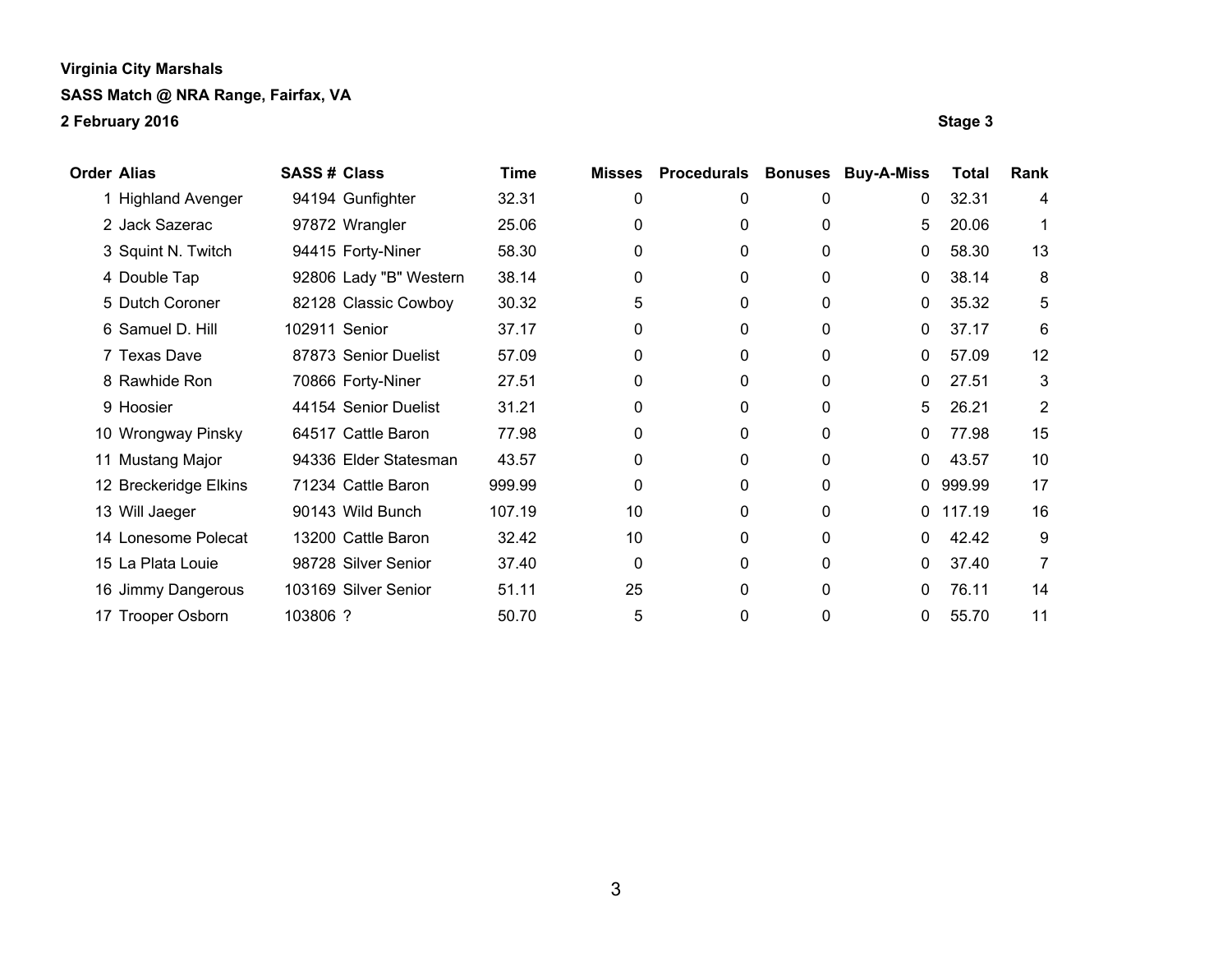**Virginia City Marshals**

**SASS Match @ NRA Range, Fairfax, VA**

**2 February 2016**

**Stage 3**

| Order | Alias | SASS # | Class | Time | Misses | Procedurals | Bonuses | Buy-A-Miss | Total | Rank |
|---|---|---|---|---|---|---|---|---|---|---|
| 1 | Highland Avenger | 94194 | Gunfighter | 32.31 | 0 | 0 | 0 | 0 | 32.31 | 4 |
| 2 | Jack Sazerac | 97872 | Wrangler | 25.06 | 0 | 0 | 0 | 5 | 20.06 | 1 |
| 3 | Squint N. Twitch | 94415 | Forty-Niner | 58.30 | 0 | 0 | 0 | 0 | 58.30 | 13 |
| 4 | Double Tap | 92806 | Lady "B" Western | 38.14 | 0 | 0 | 0 | 0 | 38.14 | 8 |
| 5 | Dutch Coroner | 82128 | Classic Cowboy | 30.32 | 5 | 0 | 0 | 0 | 35.32 | 5 |
| 6 | Samuel D. Hill | 102911 | Senior | 37.17 | 0 | 0 | 0 | 0 | 37.17 | 6 |
| 7 | Texas Dave | 87873 | Senior Duelist | 57.09 | 0 | 0 | 0 | 0 | 57.09 | 12 |
| 8 | Rawhide Ron | 70866 | Forty-Niner | 27.51 | 0 | 0 | 0 | 0 | 27.51 | 3 |
| 9 | Hoosier | 44154 | Senior Duelist | 31.21 | 0 | 0 | 0 | 5 | 26.21 | 2 |
| 10 | Wrongway Pinsky | 64517 | Cattle Baron | 77.98 | 0 | 0 | 0 | 0 | 77.98 | 15 |
| 11 | Mustang Major | 94336 | Elder Statesman | 43.57 | 0 | 0 | 0 | 0 | 43.57 | 10 |
| 12 | Breckeridge Elkins | 71234 | Cattle Baron | 999.99 | 0 | 0 | 0 | 0 | 999.99 | 17 |
| 13 | Will Jaeger | 90143 | Wild Bunch | 107.19 | 10 | 0 | 0 | 0 | 117.19 | 16 |
| 14 | Lonesome Polecat | 13200 | Cattle Baron | 32.42 | 10 | 0 | 0 | 0 | 42.42 | 9 |
| 15 | La Plata Louie | 98728 | Silver Senior | 37.40 | 0 | 0 | 0 | 0 | 37.40 | 7 |
| 16 | Jimmy Dangerous | 103169 | Silver Senior | 51.11 | 25 | 0 | 0 | 0 | 76.11 | 14 |
| 17 | Trooper Osborn | 103806 | ? | 50.70 | 5 | 0 | 0 | 0 | 55.70 | 11 |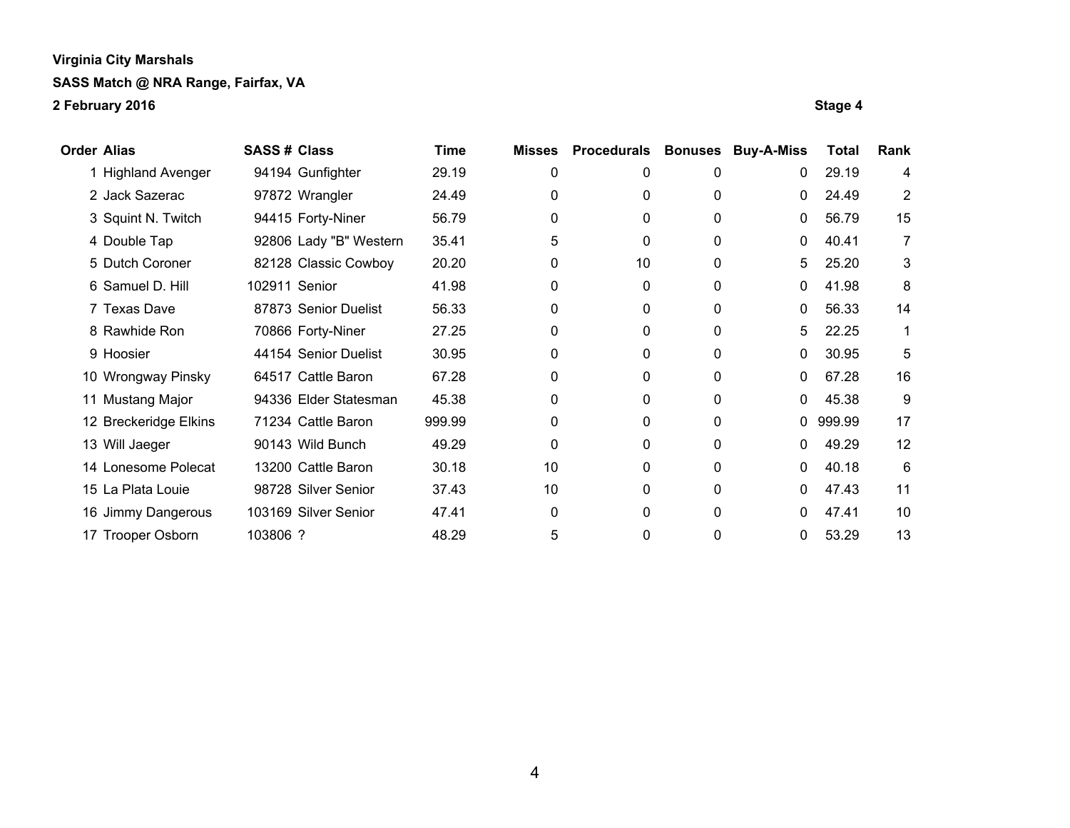**Virginia City Marshals**

**SASS Match @ NRA Range, Fairfax, VA**

**2 February 2016**

**Stage 4**

| Order | Alias | SASS # | Class | Time | Misses | Procedurals | Bonuses | Buy-A-Miss | Total | Rank |
|---|---|---|---|---|---|---|---|---|---|---|
| 1 | Highland Avenger | 94194 | Gunfighter | 29.19 | 0 | 0 | 0 | 0 | 29.19 | 4 |
| 2 | Jack Sazerac | 97872 | Wrangler | 24.49 | 0 | 0 | 0 | 0 | 24.49 | 2 |
| 3 | Squint N. Twitch | 94415 | Forty-Niner | 56.79 | 0 | 0 | 0 | 0 | 56.79 | 15 |
| 4 | Double Tap | 92806 | Lady "B" Western | 35.41 | 5 | 0 | 0 | 0 | 40.41 | 7 |
| 5 | Dutch Coroner | 82128 | Classic Cowboy | 20.20 | 0 | 10 | 0 | 5 | 25.20 | 3 |
| 6 | Samuel D. Hill | 102911 | Senior | 41.98 | 0 | 0 | 0 | 0 | 41.98 | 8 |
| 7 | Texas Dave | 87873 | Senior Duelist | 56.33 | 0 | 0 | 0 | 0 | 56.33 | 14 |
| 8 | Rawhide Ron | 70866 | Forty-Niner | 27.25 | 0 | 0 | 0 | 5 | 22.25 | 1 |
| 9 | Hoosier | 44154 | Senior Duelist | 30.95 | 0 | 0 | 0 | 0 | 30.95 | 5 |
| 10 | Wrongway Pinsky | 64517 | Cattle Baron | 67.28 | 0 | 0 | 0 | 0 | 67.28 | 16 |
| 11 | Mustang Major | 94336 | Elder Statesman | 45.38 | 0 | 0 | 0 | 0 | 45.38 | 9 |
| 12 | Breckeridge Elkins | 71234 | Cattle Baron | 999.99 | 0 | 0 | 0 | 0 | 999.99 | 17 |
| 13 | Will Jaeger | 90143 | Wild Bunch | 49.29 | 0 | 0 | 0 | 0 | 49.29 | 12 |
| 14 | Lonesome Polecat | 13200 | Cattle Baron | 30.18 | 10 | 0 | 0 | 0 | 40.18 | 6 |
| 15 | La Plata Louie | 98728 | Silver Senior | 37.43 | 10 | 0 | 0 | 0 | 47.43 | 11 |
| 16 | Jimmy Dangerous | 103169 | Silver Senior | 47.41 | 0 | 0 | 0 | 0 | 47.41 | 10 |
| 17 | Trooper Osborn | 103806 | ? | 48.29 | 5 | 0 | 0 | 0 | 53.29 | 13 |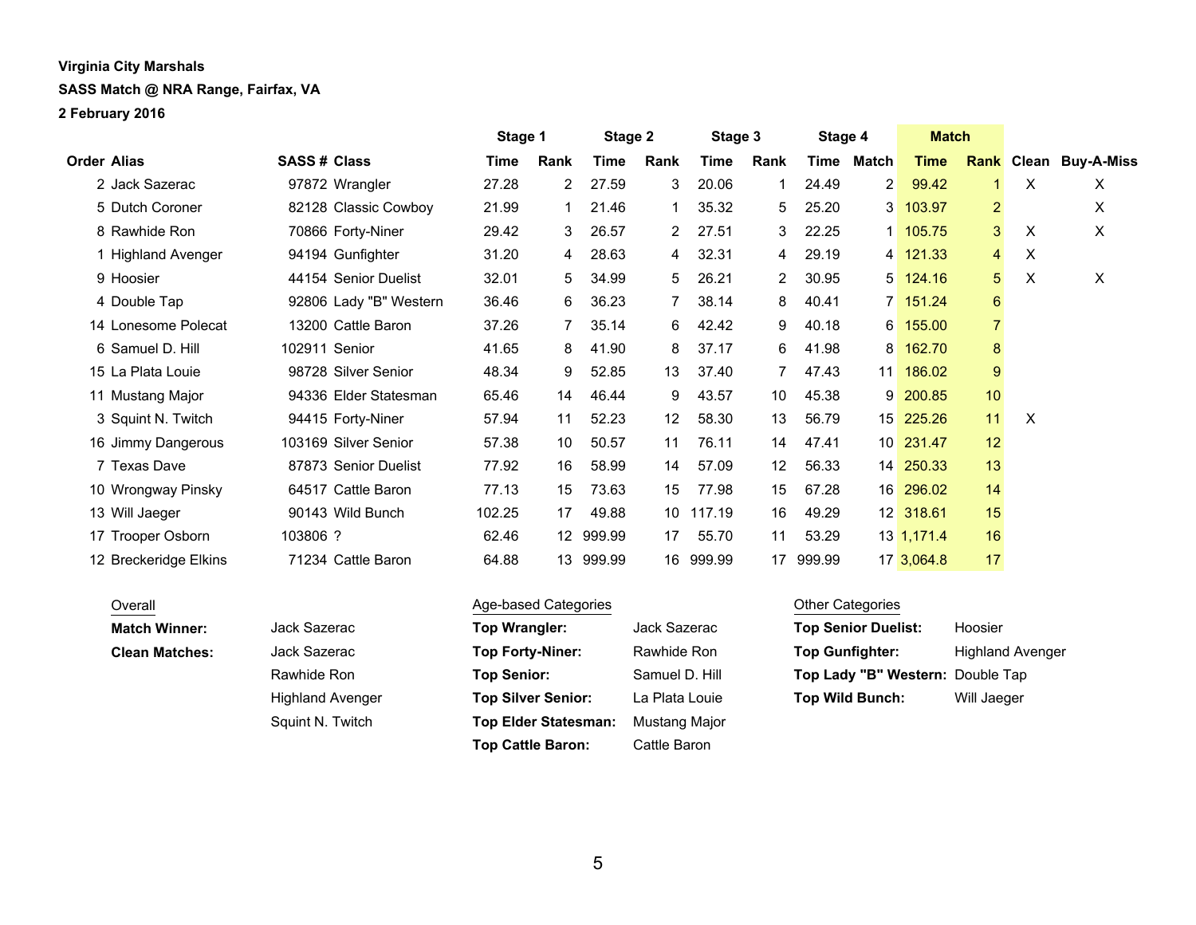**Virginia City Marshals**

**SASS Match @ NRA Range, Fairfax, VA**

**2 February 2016**

| | | | | Stage 1 | | Stage 2 | | Stage 3 | | Stage 4 | | Match | | | |
|---|---|---|---|---|---|---|---|---|---|---|---|---|---|---|---|
| **Order** | **Alias** | **SASS #** | **Class** | **Time** | **Rank** | **Time** | **Rank** | **Time** | **Rank** | **Time** | **Match** | **Time** | **Rank** | **Clean** | **Buy-A-Miss** |
| 2 | Jack Sazerac | 97872 | Wrangler | 27.28 | 2 | 27.59 | 3 | 20.06 | 1 | 24.49 | 2 | 99.42 | 1 | X | X |
| 5 | Dutch Coroner | 82128 | Classic Cowboy | 21.99 | 1 | 21.46 | 1 | 35.32 | 5 | 25.20 | 3 | 103.97 | 2 | | X |
| 8 | Rawhide Ron | 70866 | Forty-Niner | 29.42 | 3 | 26.57 | 2 | 27.51 | 3 | 22.25 | 1 | 105.75 | 3 | X | X |
| 1 | Highland Avenger | 94194 | Gunfighter | 31.20 | 4 | 28.63 | 4 | 32.31 | 4 | 29.19 | 4 | 121.33 | 4 | X | |
| 9 | Hoosier | 44154 | Senior Duelist | 32.01 | 5 | 34.99 | 5 | 26.21 | 2 | 30.95 | 5 | 124.16 | 5 | X | X |
| 4 | Double Tap | 92806 | Lady "B" Western | 36.46 | 6 | 36.23 | 7 | 38.14 | 8 | 40.41 | 7 | 151.24 | 6 | | |
| 14 | Lonesome Polecat | 13200 | Cattle Baron | 37.26 | 7 | 35.14 | 6 | 42.42 | 9 | 40.18 | 6 | 155.00 | 7 | | |
| 6 | Samuel D. Hill | 102911 | Senior | 41.65 | 8 | 41.90 | 8 | 37.17 | 6 | 41.98 | 8 | 162.70 | 8 | | |
| 15 | La Plata Louie | 98728 | Silver Senior | 48.34 | 9 | 52.85 | 13 | 37.40 | 7 | 47.43 | 11 | 186.02 | 9 | | |
| 11 | Mustang Major | 94336 | Elder Statesman | 65.46 | 14 | 46.44 | 9 | 43.57 | 10 | 45.38 | 9 | 200.85 | 10 | | |
| 3 | Squint N. Twitch | 94415 | Forty-Niner | 57.94 | 11 | 52.23 | 12 | 58.30 | 13 | 56.79 | 15 | 225.26 | 11 | X | |
| 16 | Jimmy Dangerous | 103169 | Silver Senior | 57.38 | 10 | 50.57 | 11 | 76.11 | 14 | 47.41 | 10 | 231.47 | 12 | | |
| 7 | Texas Dave | 87873 | Senior Duelist | 77.92 | 16 | 58.99 | 14 | 57.09 | 12 | 56.33 | 14 | 250.33 | 13 | | |
| 10 | Wrongway Pinsky | 64517 | Cattle Baron | 77.13 | 15 | 73.63 | 15 | 77.98 | 15 | 67.28 | 16 | 296.02 | 14 | | |
| 13 | Will Jaeger | 90143 | Wild Bunch | 102.25 | 17 | 49.88 | 10 | 117.19 | 16 | 49.29 | 12 | 318.61 | 15 | | |
| 17 | Trooper Osborn | 103806 | ? | 62.46 | 12 | 999.99 | 17 | 55.70 | 11 | 53.29 | 13 | 1,171.4 | 16 | | |
| 12 | Breckeridge Elkins | 71234 | Cattle Baron | 64.88 | 13 | 999.99 | 16 | 999.99 | 17 | 999.99 | 17 | 3,064.8 | 17 | | |

Overall

| | |
|---|---|
| **Match Winner:** | Jack Sazerac |
| **Clean Matches:** | Jack Sazerac |
| | Rawhide Ron |
| | Highland Avenger |
| | Squint N. Twitch |

Age-based Categories

| | |
|---|---|
| **Top Wrangler:** | Jack Sazerac |
| **Top Forty-Niner:** | Rawhide Ron |
| **Top Senior:** | Samuel D. Hill |
| **Top Silver Senior:** | La Plata Louie |
| **Top Elder Statesman:** | Mustang Major |
| **Top Cattle Baron:** | Cattle Baron |

Other Categories

| | |
|---|---|
| **Top Senior Duelist:** | Hoosier |
| **Top Gunfighter:** | Highland Avenger |
| **Top Lady "B" Western:** | Double Tap |
| **Top Wild Bunch:** | Will Jaeger |